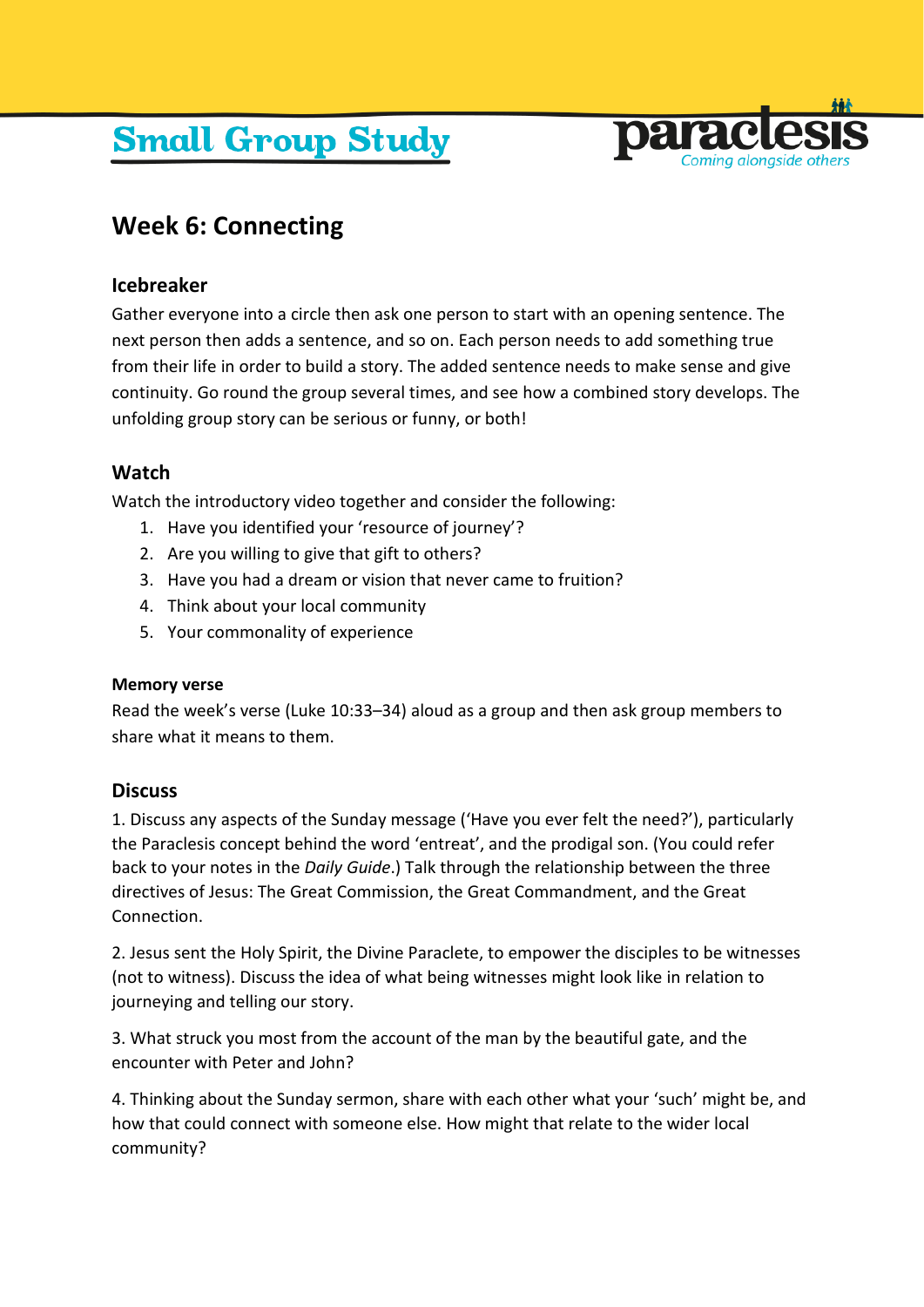Small Group Study

paraclesis
Coming alongside others

# Week 6: Connecting

## Icebreaker

Gather everyone into a circle then ask one person to start with an opening sentence. The next person then adds a sentence, and so on. Each person needs to add something true from their life in order to build a story. The added sentence needs to make sense and give continuity. Go round the group several times, and see how a combined story develops. The unfolding group story can be serious or funny, or both!

## Watch

Watch the introductory video together and consider the following:

1. Have you identified your 'resource of journey'?
2. Are you willing to give that gift to others?
3. Have you had a dream or vision that never came to fruition?
4. Think about your local community
5. Your commonality of experience

**Memory verse**

Read the week's verse (Luke 10:33–34) aloud as a group and then ask group members to share what it means to them.

## Discuss

1. Discuss any aspects of the Sunday message ('Have you ever felt the need?'), particularly the Paraclesis concept behind the word 'entreat', and the prodigal son. (You could refer back to your notes in the *Daily Guide*.) Talk through the relationship between the three directives of Jesus: The Great Commission, the Great Commandment, and the Great Connection.

2. Jesus sent the Holy Spirit, the Divine Paraclete, to empower the disciples to be witnesses (not to witness). Discuss the idea of what being witnesses might look like in relation to journeying and telling our story.

3. What struck you most from the account of the man by the beautiful gate, and the encounter with Peter and John?

4. Thinking about the Sunday sermon, share with each other what your 'such' might be, and how that could connect with someone else. How might that relate to the wider local community?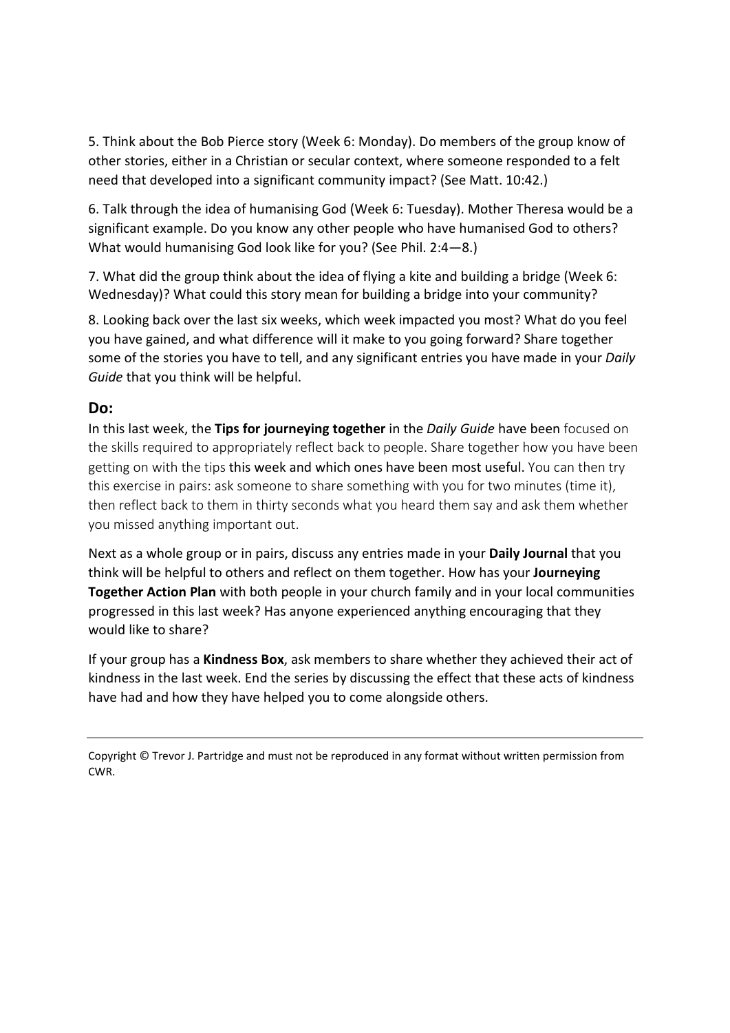5. Think about the Bob Pierce story (Week 6: Monday). Do members of the group know of other stories, either in a Christian or secular context, where someone responded to a felt need that developed into a significant community impact? (See Matt. 10:42.)

6. Talk through the idea of humanising God (Week 6: Tuesday). Mother Theresa would be a significant example. Do you know any other people who have humanised God to others? What would humanising God look like for you? (See Phil. 2:4—8.)

7. What did the group think about the idea of flying a kite and building a bridge (Week 6: Wednesday)? What could this story mean for building a bridge into your community?

8. Looking back over the last six weeks, which week impacted you most? What do you feel you have gained, and what difference will it make to you going forward? Share together some of the stories you have to tell, and any significant entries you have made in your *Daily Guide* that you think will be helpful.

## Do:

In this last week, the **Tips for journeying together** in the *Daily Guide* have been focused on the skills required to appropriately reflect back to people. Share together how you have been getting on with the tips this week and which ones have been most useful. You can then try this exercise in pairs: ask someone to share something with you for two minutes (time it), then reflect back to them in thirty seconds what you heard them say and ask them whether you missed anything important out.

Next as a whole group or in pairs, discuss any entries made in your **Daily Journal** that you think will be helpful to others and reflect on them together. How has your **Journeying Together Action Plan** with both people in your church family and in your local communities progressed in this last week? Has anyone experienced anything encouraging that they would like to share?

If your group has a **Kindness Box**, ask members to share whether they achieved their act of kindness in the last week. End the series by discussing the effect that these acts of kindness have had and how they have helped you to come alongside others.

---

Copyright © Trevor J. Partridge and must not be reproduced in any format without written permission from CWR.